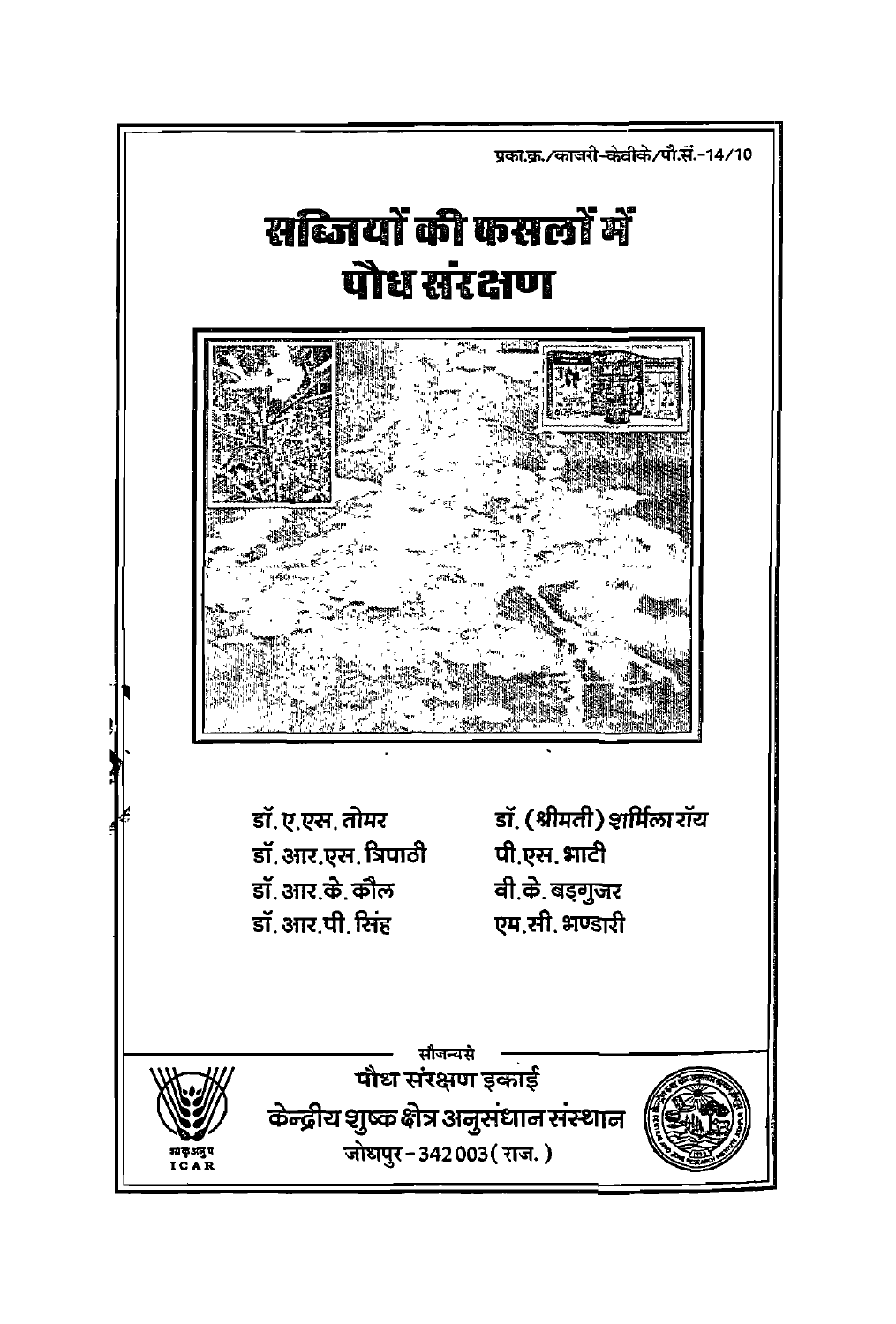प्रका.क्र./काजरी-केवीके/पौ.सं.-14/10

# सब्जियों की फसलों में पौध संरक्षण

डॉ. ए.एस. तोमर

डॉ. आर.एस. त्रिपाठी

डॉ. आर.के. कौल

डॉ. आर.पी. सिंह

डॉ. (श्रीमती) शर्मिला रॉय

पी.एस. भाटी

वी.के. बड़गुजर

एम.सी. भण्डारी

सौजन्य से

**पौध संरक्षण इकाई**

**केन्द्रीय शुष्क क्षेत्र अनुसंधान संस्थान**

जोधपुर - 342 003 (राज.)

भाकृअनुप ICAR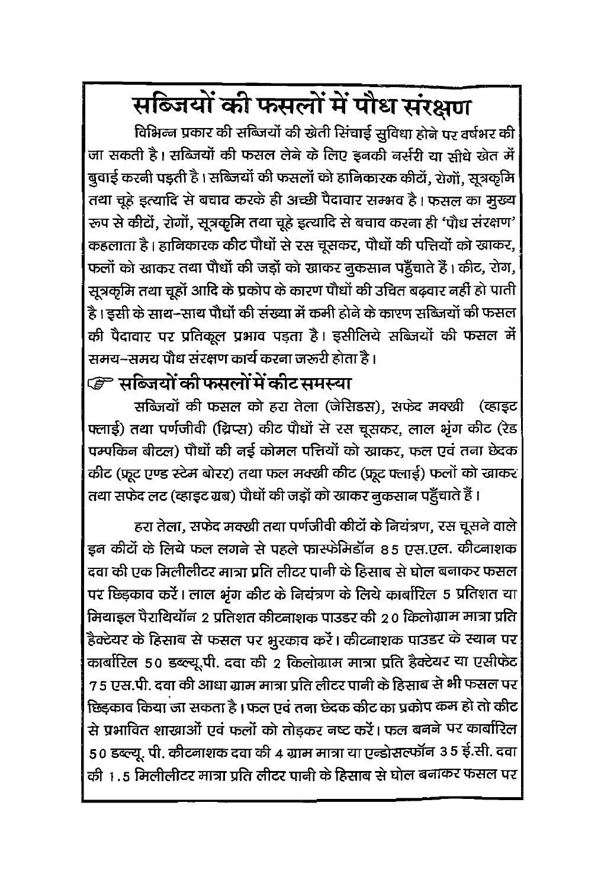# सब्जियों की फसलों में पौध संरक्षण

विभिन्न प्रकार की सब्जियों की खेती सिंचाई सुविधा होने पर वर्षभर की जा सकती है। सब्जियों की फसल लेने के लिए इनकी नर्सरी या सीधे खेत में बुवाई करनी पड़ती है। सब्जियों की फसलों को हानिकारक कीटों, रोगों, सूत्रकृमि तथा चूहे इत्यादि से बचाव करके ही अच्छी पैदावार सम्भव है। फसल का मुख्य रूप से कीटों, रोगों, सूत्रकृमि तथा चूहे इत्यादि से बचाव करना ही 'पौध संरक्षण' कहलाता है। हानिकारक कीट पौधों से रस चूसकर, पौधों की पत्तियों को खाकर, फलों को खाकर तथा पौधों की जड़ों को खाकर नुकसान पहुँचाते हैं। कीट, रोग, सूत्रकृमि तथा चूहों आदि के प्रकोप के कारण पौधों की उचित बढ़वार नहीं हो पाती है। इसी के साथ-साथ पौधों की संख्या में कमी होने के कारण सब्जियों की फसल की पैदावार पर प्रतिकूल प्रभाव पड़ता है। इसीलिये सब्जियों की फसल में समय-समय पौध संरक्षण कार्य करना जरूरी होता है।

## ☞ सब्जियों की फसलों में कीट समस्या

सब्जियों की फसल को हरा तेला (जेसिडस), सफेद मक्खी (व्हाइट फ्लाई) तथा पर्णजीवी (थ्रिप्स) कीट पौधों से रस चूसकर, लाल भृंग कीट (रेड पम्पकिन बीटल) पौधों की नई कोमल पत्तियों को खाकर, फल एवं तना छेदक कीट (फ्रूट एण्ड स्टेम बोरर) तथा फल मक्खी कीट (फ्रूट फ्लाई) फलों को खाकर तथा सफेद लट (व्हाइट ग्रब) पौधों की जड़ों को खाकर नुकसान पहुँचाते हैं।

हरा तेला, सफेद मक्खी तथा पर्णजीवी कीटों के नियंत्रण, रस चूसने वाले इन कीटों के लिये फल लगने से पहले फास्फेमिडॉन 85 एस.एल. कीटनाशक दवा की एक मिलीलीटर मात्रा प्रति लीटर पानी के हिसाब से घोल बनाकर फसल पर छिड़काव करें। लाल भृंग कीट के नियंत्रण के लिये कार्बारिल 5 प्रतिशत या मिथाइल पैराथियॉन 2 प्रतिशत कीटनाशक पाउडर की 20 किलोग्राम मात्रा प्रति हैक्टेयर के हिसाब से फसल पर भुरकाव करें। कीटनाशक पाउडर के स्थान पर कार्बारिल 50 डब्ल्यू.पी. दवा की 2 किलोग्राम मात्रा प्रति हैक्टेयर या एसीफेट 75 एस.पी. दवा की आधा ग्राम मात्रा प्रति लीटर पानी के हिसाब से भी फसल पर छिड़काव किया जा सकता है। फल एवं तना छेदक कीट का प्रकोप कम हो तो कीट से प्रभावित शाखाओं एवं फलों को तोड़कर नष्ट करें। फल बनने पर कार्बारिल 50 डब्ल्यू. पी. कीटनाशक दवा की 4 ग्राम मात्रा या एन्डोसल्फॉन 35 ई.सी. दवा की 1.5 मिलीलीटर मात्रा प्रति लीटर पानी के हिसाब से घोल बनाकर फसल पर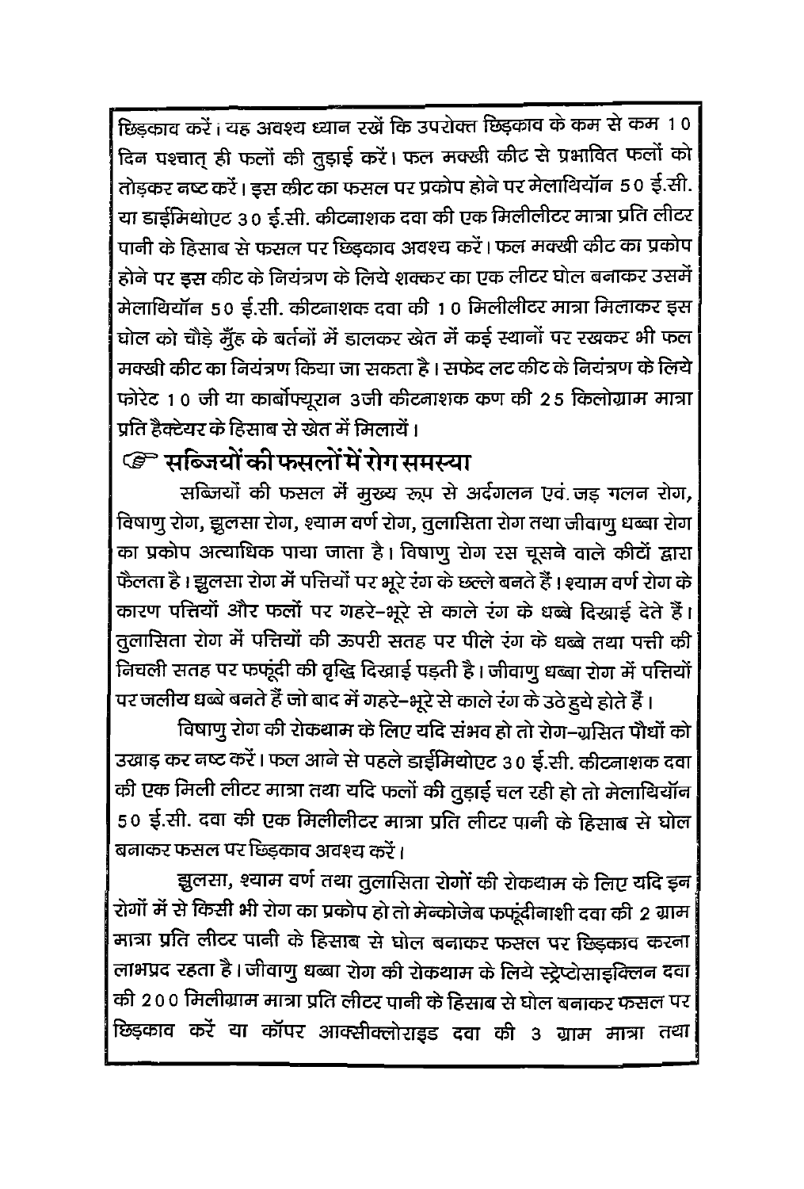छिड़काव करें। यह अवश्य ध्यान रखें कि उपरोक्त छिड़काव के कम से कम 10 दिन पश्चात् ही फलों की तुड़ाई करें। फल मक्खी कीट से प्रभावित फलों को तोड़कर नष्ट करें। इस कीट का फसल पर प्रकोप होने पर मेलाथियॉन 50 ई.सी. या डाईमिथोएट 30 ई.सी. कीटनाशक दवा की एक मिलीलीटर मात्रा प्रति लीटर पानी के हिसाब से फसल पर छिड़काव अवश्य करें। फल मक्खी कीट का प्रकोप होने पर इस कीट के नियंत्रण के लिये शक्कर का एक लीटर घोल बनाकर उसमें मेलाथियॉन 50 ई.सी. कीटनाशक दवा की 10 मिलीलीटर मात्रा मिलाकर इस घोल को चौड़े मुँह के बर्तनों में डालकर खेत में कई स्थानों पर रखकर भी फल मक्खी कीट का नियंत्रण किया जा सकता है। सफेद लट कीट के नियंत्रण के लिये फोरेट 10 जी या कार्बोफ्यूरान 3जी कीटनाशक कण की 25 किलोग्राम मात्रा प्रति हैक्टेयर के हिसाब से खेत में मिलायें।

## ☞ सब्जियों की फसलों में रोग समस्या

सब्जियों की फसल में मुख्य रूप से आर्द्रगलन एवं जड़ गलन रोग, विषाणु रोग, झुलसा रोग, श्याम वर्ण रोग, तुलासिता रोग तथा जीवाणु धब्बा रोग का प्रकोप अत्याधिक पाया जाता है। विषाणु रोग रस चूसने वाले कीटों द्वारा फैलता है। झुलसा रोग में पत्तियों पर भूरे रंग के छल्ले बनते हैं। श्याम वर्ण रोग के कारण पत्तियों और फलों पर गहरे–भूरे से काले रंग के धब्बे दिखाई देते हैं। तुलासिता रोग में पत्तियों की ऊपरी सतह पर पीले रंग के धब्बे तथा पत्ती की निचली सतह पर फफूंदी की वृद्धि दिखाई पड़ती है। जीवाणु धब्बा रोग में पत्तियों पर जलीय धब्बे बनते हैं जो बाद में गहरे–भूरे से काले रंग के उठे हुये होते हैं।

विषाणु रोग की रोकथाम के लिए यदि संभव हो तो रोग–ग्रसित पौधों को उखाड़ कर नष्ट करें। फल आने से पहले डाईमिथोएट 30 ई.सी. कीटनाशक दवा की एक मिली लीटर मात्रा तथा यदि फलों की तुड़ाई चल रही हो तो मेलाथियॉन 50 ई.सी. दवा की एक मिलीलीटर मात्रा प्रति लीटर पानी के हिसाब से घोल बनाकर फसल पर छिड़काव अवश्य करें।

झुलसा, श्याम वर्ण तथा तुलासिता रोगों की रोकथाम के लिए यदि इन रोगों में से किसी भी रोग का प्रकोप हो तो मेन्कोजेब फफूंदीनाशी दवा की 2 ग्राम मात्रा प्रति लीटर पानी के हिसाब से घोल बनाकर फसल पर छिड़काव करना लाभप्रद रहता है। जीवाणु धब्बा रोग की रोकथाम के लिये स्ट्रेप्टोसाइक्लिन दवा की 200 मिलीग्राम मात्रा प्रति लीटर पानी के हिसाब से घोल बनाकर फसल पर छिड़काव करें या कॉपर आक्सीक्लोराइड दवा की 3 ग्राम मात्रा तथा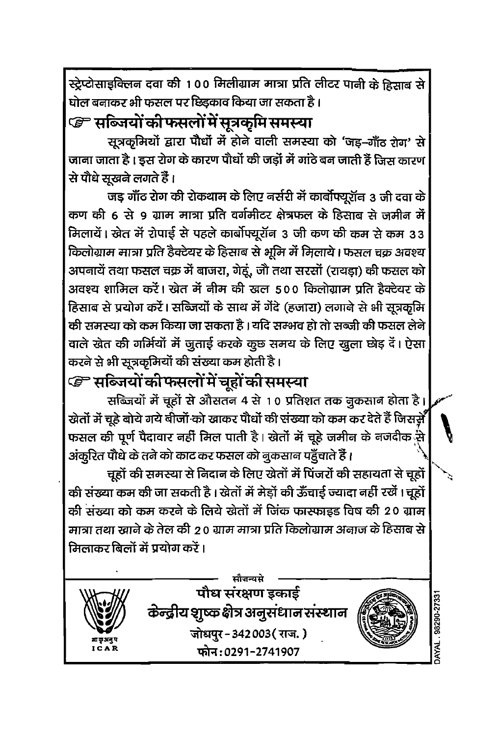स्ट्रेप्टोसाइक्लिन दवा की 100 मिलीग्राम मात्रा प्रति लीटर पानी के हिसाब से घोल बनाकर भी फसल पर छिड़काव किया जा सकता है।

## ☞ सब्जियों की फसलों में सूत्रकृमि समस्या

सूत्रकृमियों द्वारा पौधों में होने वाली समस्या को 'जड़–गाँठ रोग' से जाना जाता है। इस रोग के कारण पौधों की जड़ों में गांठे बन जाती हैं जिस कारण से पौधे सूखने लगते हैं।

जड़ गाँठ रोग की रोकथाम के लिए नर्सरी में कार्बोफ्यूरॉन 3 जी दवा के कण की 6 से 9 ग्राम मात्रा प्रति वर्गमीटर क्षेत्रफल के हिसाब से जमीन में मिलायें। खेत में रोपाई से पहले कार्बोफ्यूरॉन 3 जी कण की कम से कम 33 किलोग्राम मात्रा प्रति हैक्टेयर के हिसाब से भूमि में मिलाये। फसल चक्र अवश्य अपनायें तथा फसल चक्र में बाजरा, गेहूं, जौ तथा सरसों (रायड़ा) की फसल को अवश्य शामिल करें। खेत में नीम की खल 500 किलोग्राम प्रति हैक्टेयर के हिसाब से प्रयोग करें। सब्जियों के साथ में गेंदे (हजारा) लगाने से भी सूत्रकृमि की समस्या को कम किया जा सकता है। यदि सम्भव हो तो सब्जी की फसल लेने वाले खेत की गर्मियों में जुताई करके कुछ समय के लिए खुला छोड़ दें। ऐसा करने से भी सूत्रकृमियों की संख्या कम होती है।

## ☞ सब्जियों की फसलों में चूहों की समस्या

सब्जियों में चूहों से औसतन 4 से 10 प्रतिशत तक नुकसान होता है। खेतों में चूहे बोये गये बीजों को खाकर पौधों की संख्या को कम कर देते हैं जिससे फसल की पूर्ण पैदावार नहीं मिल पाती है। खेतों में चूहे जमीन के नजदीक से अंकुरित पौधे के तने को काट कर फसल को नुकसान पहुँचाते हैं।

चूहों की समस्या से निदान के लिए खेतों में पिंजरों की सहायता से चूहों की संख्या कम की जा सकती है। खेतों में मेड़ों की ऊँचाई ज्यादा नहीं रखें। चूहों की संख्या को कम करने के लिये खेतों में जिंक फास्फाइड विष की 20 ग्राम मात्रा तथा खाने के तेल की 20 ग्राम मात्रा प्रति किलोग्राम अनाज के हिसाब से मिलाकर बिलों में प्रयोग करें।

सौजन्य से

**पौध संरक्षण इकाई**

**केन्द्रीय शुष्क क्षेत्र अनुसंधान संस्थान**

जोधपुर - 342003 (राज.)

फोन : 0291-2741907

भाकृअनुप ICAR

DAYAL . 98290-27331